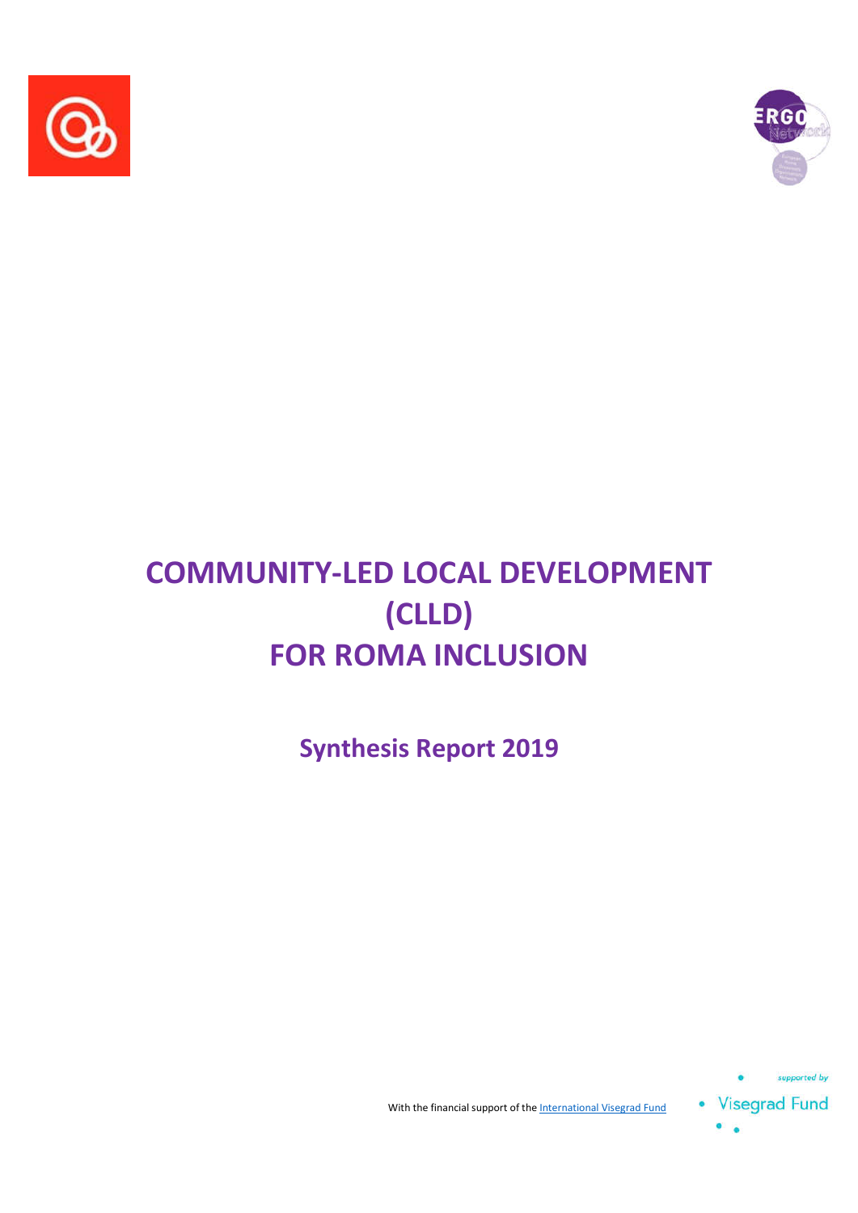# COMMUNITY-LED LOCAL DEVELOPMENT (CLLD) FOR ROMA INCLUSION

## Synthesis Report 2019

With the financial support of the International Visegrad Fund

supported by Visegrad Fund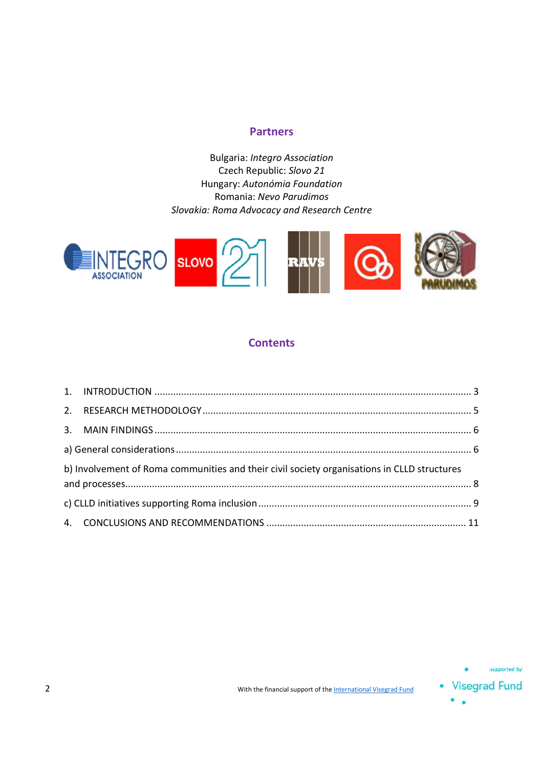## Partners

Bulgaria: *Integro Association*
Czech Republic: *Slovo 21*
Hungary: *Autonómia Foundation*
Romania: *Nevo Parudimos*
*Slovakia: Roma Advocacy and Research Centre*

## Contents

1. INTRODUCTION ..................... 3
2. RESEARCH METHODOLOGY ..................... 5
3. MAIN FINDINGS ..................... 6

a) General considerations ..................... 6

b) Involvement of Roma communities and their civil society organisations in CLLD structures and processes ..................... 8

c) CLLD initiatives supporting Roma inclusion ..................... 9

4. CONCLUSIONS AND RECOMMENDATIONS ..................... 11

With the financial support of the International Visegrad Fund

supported by Visegrad Fund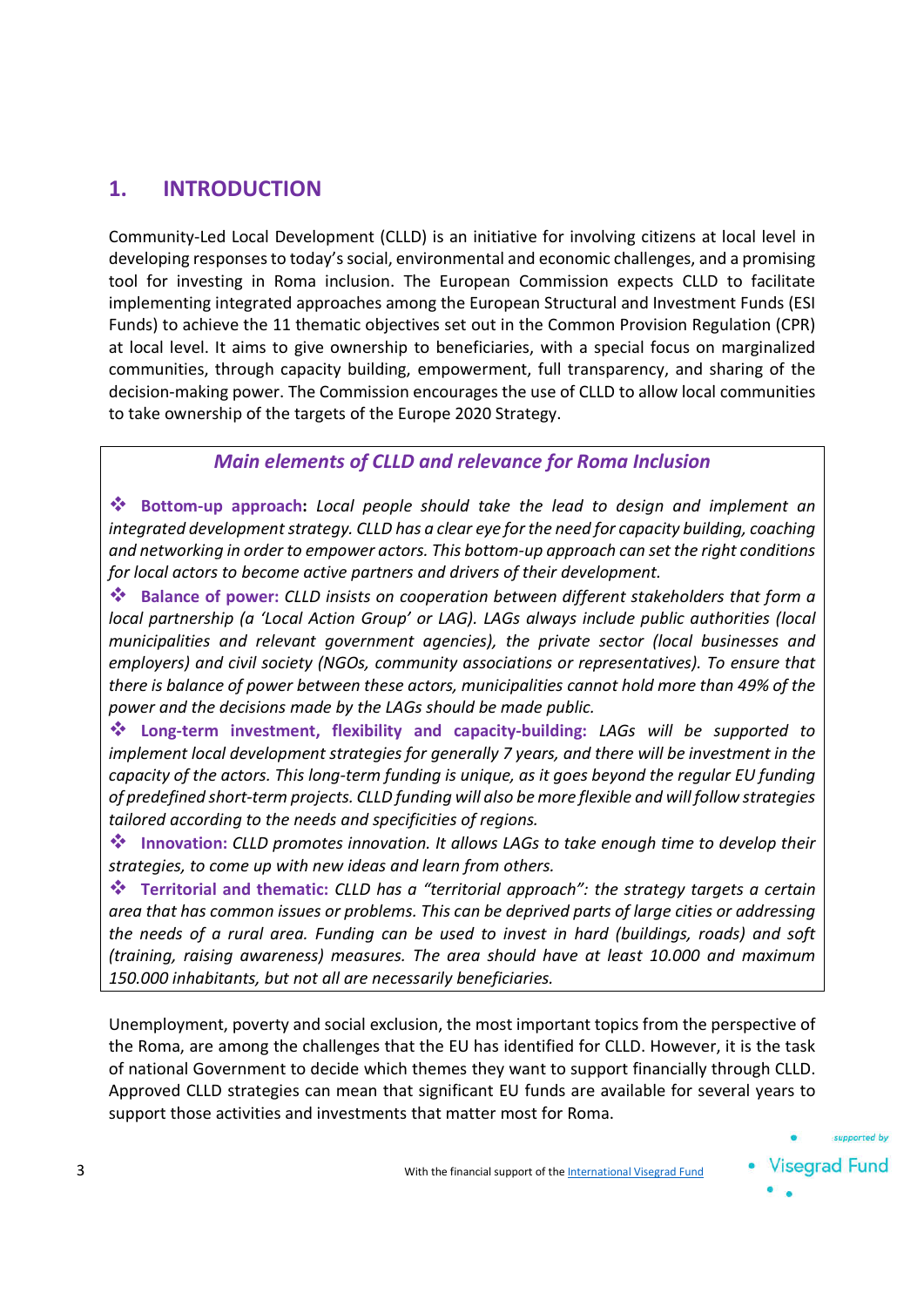# 1. INTRODUCTION

Community-Led Local Development (CLLD) is an initiative for involving citizens at local level in developing responses to today's social, environmental and economic challenges, and a promising tool for investing in Roma inclusion. The European Commission expects CLLD to facilitate implementing integrated approaches among the European Structural and Investment Funds (ESI Funds) to achieve the 11 thematic objectives set out in the Common Provision Regulation (CPR) at local level. It aims to give ownership to beneficiaries, with a special focus on marginalized communities, through capacity building, empowerment, full transparency, and sharing of the decision-making power. The Commission encourages the use of CLLD to allow local communities to take ownership of the targets of the Europe 2020 Strategy.

> ***Main elements of CLLD and relevance for Roma Inclusion***
>
> ❖ **Bottom-up approach:** *Local people should take the lead to design and implement an integrated development strategy. CLLD has a clear eye for the need for capacity building, coaching and networking in order to empower actors. This bottom-up approach can set the right conditions for local actors to become active partners and drivers of their development.*
>
> ❖ **Balance of power:** *CLLD insists on cooperation between different stakeholders that form a local partnership (a 'Local Action Group' or LAG). LAGs always include public authorities (local municipalities and relevant government agencies), the private sector (local businesses and employers) and civil society (NGOs, community associations or representatives). To ensure that there is balance of power between these actors, municipalities cannot hold more than 49% of the power and the decisions made by the LAGs should be made public.*
>
> ❖ **Long-term investment, flexibility and capacity-building:** *LAGs will be supported to implement local development strategies for generally 7 years, and there will be investment in the capacity of the actors. This long-term funding is unique, as it goes beyond the regular EU funding of predefined short-term projects. CLLD funding will also be more flexible and will follow strategies tailored according to the needs and specificities of regions.*
>
> ❖ **Innovation:** *CLLD promotes innovation. It allows LAGs to take enough time to develop their strategies, to come up with new ideas and learn from others.*
>
> ❖ **Territorial and thematic:** *CLLD has a "territorial approach": the strategy targets a certain area that has common issues or problems. This can be deprived parts of large cities or addressing the needs of a rural area. Funding can be used to invest in hard (buildings, roads) and soft (training, raising awareness) measures. The area should have at least 10.000 and maximum 150.000 inhabitants, but not all are necessarily beneficiaries.*

Unemployment, poverty and social exclusion, the most important topics from the perspective of the Roma, are among the challenges that the EU has identified for CLLD. However, it is the task of national Government to decide which themes they want to support financially through CLLD. Approved CLLD strategies can mean that significant EU funds are available for several years to support those activities and investments that matter most for Roma.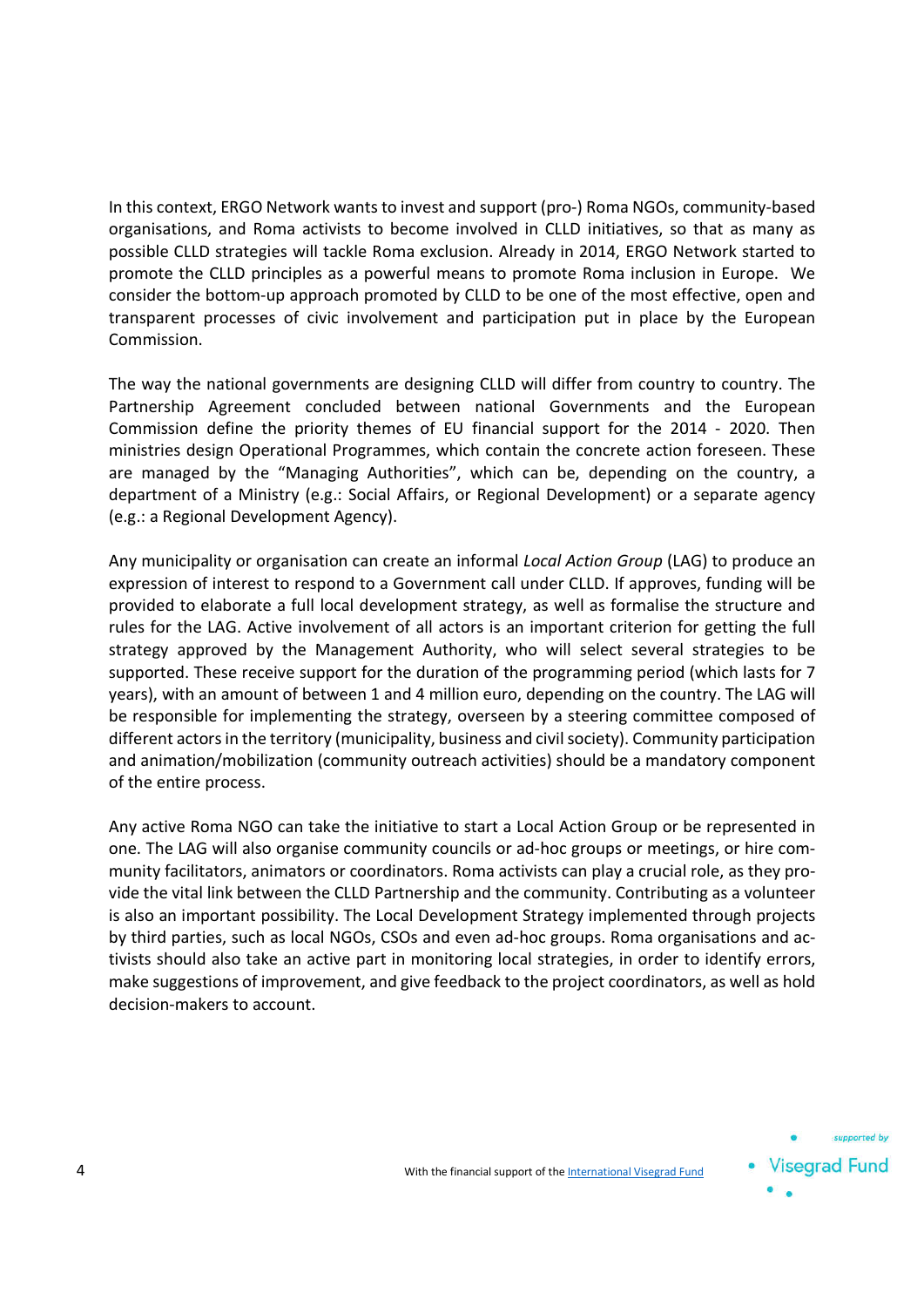In this context, ERGO Network wants to invest and support (pro-) Roma NGOs, community-based organisations, and Roma activists to become involved in CLLD initiatives, so that as many as possible CLLD strategies will tackle Roma exclusion. Already in 2014, ERGO Network started to promote the CLLD principles as a powerful means to promote Roma inclusion in Europe. We consider the bottom-up approach promoted by CLLD to be one of the most effective, open and transparent processes of civic involvement and participation put in place by the European Commission.

The way the national governments are designing CLLD will differ from country to country. The Partnership Agreement concluded between national Governments and the European Commission define the priority themes of EU financial support for the 2014 - 2020. Then ministries design Operational Programmes, which contain the concrete action foreseen. These are managed by the "Managing Authorities", which can be, depending on the country, a department of a Ministry (e.g.: Social Affairs, or Regional Development) or a separate agency (e.g.: a Regional Development Agency).

Any municipality or organisation can create an informal *Local Action Group* (LAG) to produce an expression of interest to respond to a Government call under CLLD. If approves, funding will be provided to elaborate a full local development strategy, as well as formalise the structure and rules for the LAG. Active involvement of all actors is an important criterion for getting the full strategy approved by the Management Authority, who will select several strategies to be supported. These receive support for the duration of the programming period (which lasts for 7 years), with an amount of between 1 and 4 million euro, depending on the country. The LAG will be responsible for implementing the strategy, overseen by a steering committee composed of different actors in the territory (municipality, business and civil society). Community participation and animation/mobilization (community outreach activities) should be a mandatory component of the entire process.

Any active Roma NGO can take the initiative to start a Local Action Group or be represented in one. The LAG will also organise community councils or ad-hoc groups or meetings, or hire community facilitators, animators or coordinators. Roma activists can play a crucial role, as they provide the vital link between the CLLD Partnership and the community. Contributing as a volunteer is also an important possibility. The Local Development Strategy implemented through projects by third parties, such as local NGOs, CSOs and even ad-hoc groups. Roma organisations and activists should also take an active part in monitoring local strategies, in order to identify errors, make suggestions of improvement, and give feedback to the project coordinators, as well as hold decision-makers to account.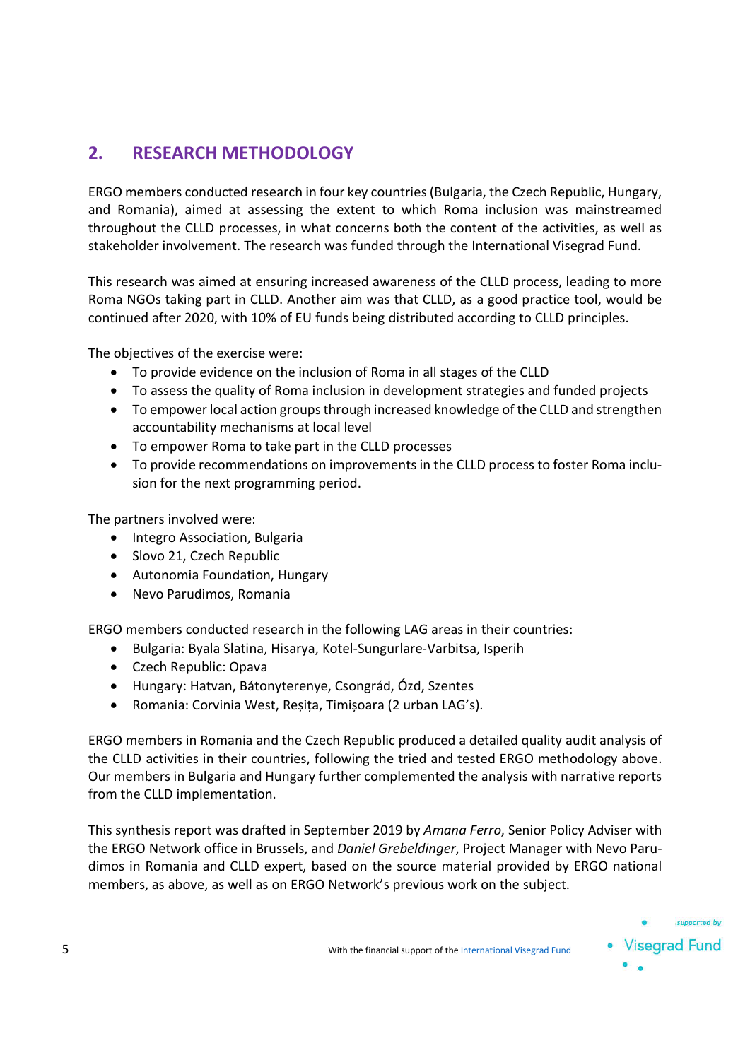## 2. RESEARCH METHODOLOGY

ERGO members conducted research in four key countries (Bulgaria, the Czech Republic, Hungary, and Romania), aimed at assessing the extent to which Roma inclusion was mainstreamed throughout the CLLD processes, in what concerns both the content of the activities, as well as stakeholder involvement. The research was funded through the International Visegrad Fund.

This research was aimed at ensuring increased awareness of the CLLD process, leading to more Roma NGOs taking part in CLLD. Another aim was that CLLD, as a good practice tool, would be continued after 2020, with 10% of EU funds being distributed according to CLLD principles.

The objectives of the exercise were:

- To provide evidence on the inclusion of Roma in all stages of the CLLD
- To assess the quality of Roma inclusion in development strategies and funded projects
- To empower local action groups through increased knowledge of the CLLD and strengthen accountability mechanisms at local level
- To empower Roma to take part in the CLLD processes
- To provide recommendations on improvements in the CLLD process to foster Roma inclusion for the next programming period.

The partners involved were:

- Integro Association, Bulgaria
- Slovo 21, Czech Republic
- Autonomia Foundation, Hungary
- Nevo Parudimos, Romania

ERGO members conducted research in the following LAG areas in their countries:

- Bulgaria: Byala Slatina, Hisarya, Kotel-Sungurlare-Varbitsa, Isperih
- Czech Republic: Opava
- Hungary: Hatvan, Bátonyterenye, Csongrád, Ózd, Szentes
- Romania: Corvinia West, Reșița, Timișoara (2 urban LAG's).

ERGO members in Romania and the Czech Republic produced a detailed quality audit analysis of the CLLD activities in their countries, following the tried and tested ERGO methodology above. Our members in Bulgaria and Hungary further complemented the analysis with narrative reports from the CLLD implementation.

This synthesis report was drafted in September 2019 by *Amana Ferro*, Senior Policy Adviser with the ERGO Network office in Brussels, and *Daniel Grebeldinger*, Project Manager with Nevo Parudimos in Romania and CLLD expert, based on the source material provided by ERGO national members, as above, as well as on ERGO Network's previous work on the subject.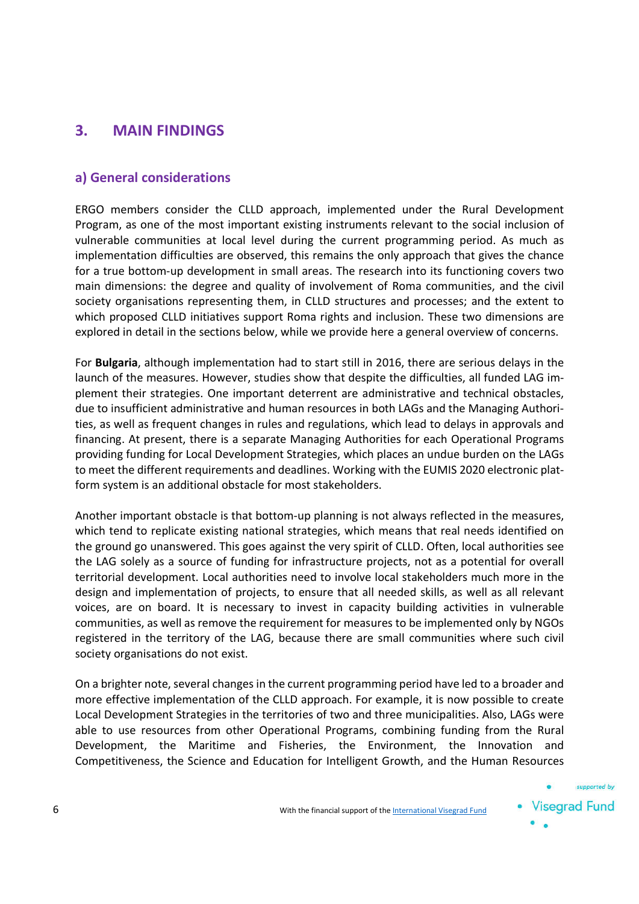## 3. MAIN FINDINGS

### a) General considerations

ERGO members consider the CLLD approach, implemented under the Rural Development Program, as one of the most important existing instruments relevant to the social inclusion of vulnerable communities at local level during the current programming period. As much as implementation difficulties are observed, this remains the only approach that gives the chance for a true bottom-up development in small areas. The research into its functioning covers two main dimensions: the degree and quality of involvement of Roma communities, and the civil society organisations representing them, in CLLD structures and processes; and the extent to which proposed CLLD initiatives support Roma rights and inclusion. These two dimensions are explored in detail in the sections below, while we provide here a general overview of concerns.

For **Bulgaria**, although implementation had to start still in 2016, there are serious delays in the launch of the measures. However, studies show that despite the difficulties, all funded LAG implement their strategies. One important deterrent are administrative and technical obstacles, due to insufficient administrative and human resources in both LAGs and the Managing Authorities, as well as frequent changes in rules and regulations, which lead to delays in approvals and financing. At present, there is a separate Managing Authorities for each Operational Programs providing funding for Local Development Strategies, which places an undue burden on the LAGs to meet the different requirements and deadlines. Working with the EUMIS 2020 electronic platform system is an additional obstacle for most stakeholders.

Another important obstacle is that bottom-up planning is not always reflected in the measures, which tend to replicate existing national strategies, which means that real needs identified on the ground go unanswered. This goes against the very spirit of CLLD. Often, local authorities see the LAG solely as a source of funding for infrastructure projects, not as a potential for overall territorial development. Local authorities need to involve local stakeholders much more in the design and implementation of projects, to ensure that all needed skills, as well as all relevant voices, are on board. It is necessary to invest in capacity building activities in vulnerable communities, as well as remove the requirement for measures to be implemented only by NGOs registered in the territory of the LAG, because there are small communities where such civil society organisations do not exist.

On a brighter note, several changes in the current programming period have led to a broader and more effective implementation of the CLLD approach. For example, it is now possible to create Local Development Strategies in the territories of two and three municipalities. Also, LAGs were able to use resources from other Operational Programs, combining funding from the Rural Development, the Maritime and Fisheries, the Environment, the Innovation and Competitiveness, the Science and Education for Intelligent Growth, and the Human Resources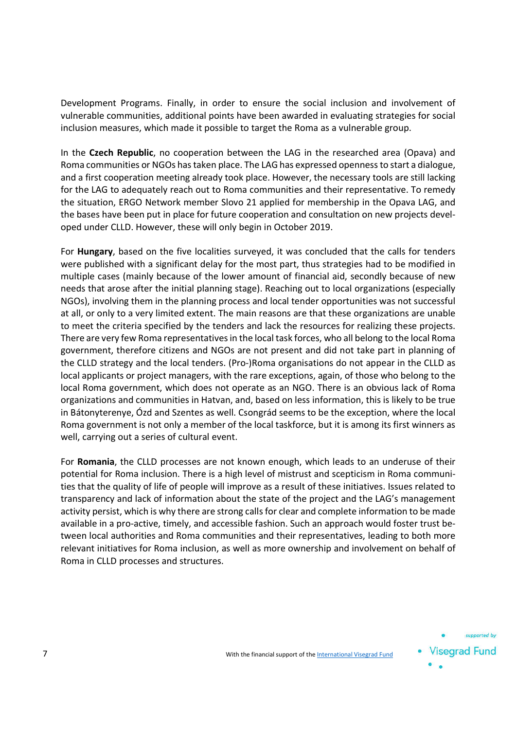Development Programs. Finally, in order to ensure the social inclusion and involvement of vulnerable communities, additional points have been awarded in evaluating strategies for social inclusion measures, which made it possible to target the Roma as a vulnerable group.

In the **Czech Republic**, no cooperation between the LAG in the researched area (Opava) and Roma communities or NGOs has taken place. The LAG has expressed openness to start a dialogue, and a first cooperation meeting already took place. However, the necessary tools are still lacking for the LAG to adequately reach out to Roma communities and their representative. To remedy the situation, ERGO Network member Slovo 21 applied for membership in the Opava LAG, and the bases have been put in place for future cooperation and consultation on new projects developed under CLLD. However, these will only begin in October 2019.

For **Hungary**, based on the five localities surveyed, it was concluded that the calls for tenders were published with a significant delay for the most part, thus strategies had to be modified in multiple cases (mainly because of the lower amount of financial aid, secondly because of new needs that arose after the initial planning stage). Reaching out to local organizations (especially NGOs), involving them in the planning process and local tender opportunities was not successful at all, or only to a very limited extent. The main reasons are that these organizations are unable to meet the criteria specified by the tenders and lack the resources for realizing these projects. There are very few Roma representatives in the local task forces, who all belong to the local Roma government, therefore citizens and NGOs are not present and did not take part in planning of the CLLD strategy and the local tenders. (Pro-)Roma organisations do not appear in the CLLD as local applicants or project managers, with the rare exceptions, again, of those who belong to the local Roma government, which does not operate as an NGO. There is an obvious lack of Roma organizations and communities in Hatvan, and, based on less information, this is likely to be true in Bátonyterenye, Ózd and Szentes as well. Csongrád seems to be the exception, where the local Roma government is not only a member of the local taskforce, but it is among its first winners as well, carrying out a series of cultural event.

For **Romania**, the CLLD processes are not known enough, which leads to an underuse of their potential for Roma inclusion. There is a high level of mistrust and scepticism in Roma communities that the quality of life of people will improve as a result of these initiatives. Issues related to transparency and lack of information about the state of the project and the LAG's management activity persist, which is why there are strong calls for clear and complete information to be made available in a pro-active, timely, and accessible fashion. Such an approach would foster trust between local authorities and Roma communities and their representatives, leading to both more relevant initiatives for Roma inclusion, as well as more ownership and involvement on behalf of Roma in CLLD processes and structures.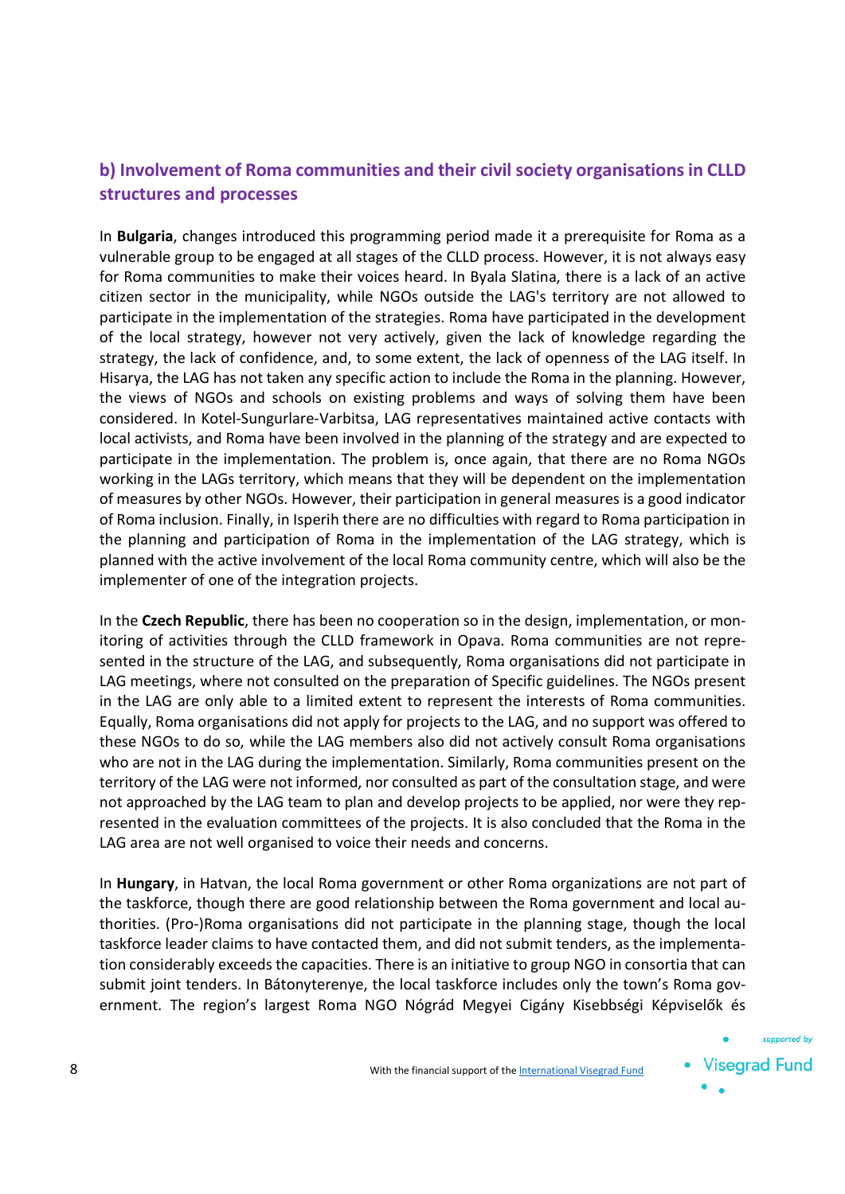## b) Involvement of Roma communities and their civil society organisations in CLLD structures and processes

In **Bulgaria**, changes introduced this programming period made it a prerequisite for Roma as a vulnerable group to be engaged at all stages of the CLLD process. However, it is not always easy for Roma communities to make their voices heard. In Byala Slatina, there is a lack of an active citizen sector in the municipality, while NGOs outside the LAG's territory are not allowed to participate in the implementation of the strategies. Roma have participated in the development of the local strategy, however not very actively, given the lack of knowledge regarding the strategy, the lack of confidence, and, to some extent, the lack of openness of the LAG itself. In Hisarya, the LAG has not taken any specific action to include the Roma in the planning. However, the views of NGOs and schools on existing problems and ways of solving them have been considered. In Kotel-Sungurlare-Varbitsa, LAG representatives maintained active contacts with local activists, and Roma have been involved in the planning of the strategy and are expected to participate in the implementation. The problem is, once again, that there are no Roma NGOs working in the LAGs territory, which means that they will be dependent on the implementation of measures by other NGOs. However, their participation in general measures is a good indicator of Roma inclusion. Finally, in Isperih there are no difficulties with regard to Roma participation in the planning and participation of Roma in the implementation of the LAG strategy, which is planned with the active involvement of the local Roma community centre, which will also be the implementer of one of the integration projects.

In the **Czech Republic**, there has been no cooperation so in the design, implementation, or monitoring of activities through the CLLD framework in Opava. Roma communities are not represented in the structure of the LAG, and subsequently, Roma organisations did not participate in LAG meetings, where not consulted on the preparation of Specific guidelines. The NGOs present in the LAG are only able to a limited extent to represent the interests of Roma communities. Equally, Roma organisations did not apply for projects to the LAG, and no support was offered to these NGOs to do so, while the LAG members also did not actively consult Roma organisations who are not in the LAG during the implementation. Similarly, Roma communities present on the territory of the LAG were not informed, nor consulted as part of the consultation stage, and were not approached by the LAG team to plan and develop projects to be applied, nor were they represented in the evaluation committees of the projects. It is also concluded that the Roma in the LAG area are not well organised to voice their needs and concerns.

In **Hungary**, in Hatvan, the local Roma government or other Roma organizations are not part of the taskforce, though there are good relationship between the Roma government and local authorities. (Pro-)Roma organisations did not participate in the planning stage, though the local taskforce leader claims to have contacted them, and did not submit tenders, as the implementation considerably exceeds the capacities. There is an initiative to group NGO in consortia that can submit joint tenders. In Bátonyterenye, the local taskforce includes only the town's Roma government. The region's largest Roma NGO Nógrád Megyei Cigány Kisebbségi Képviselők és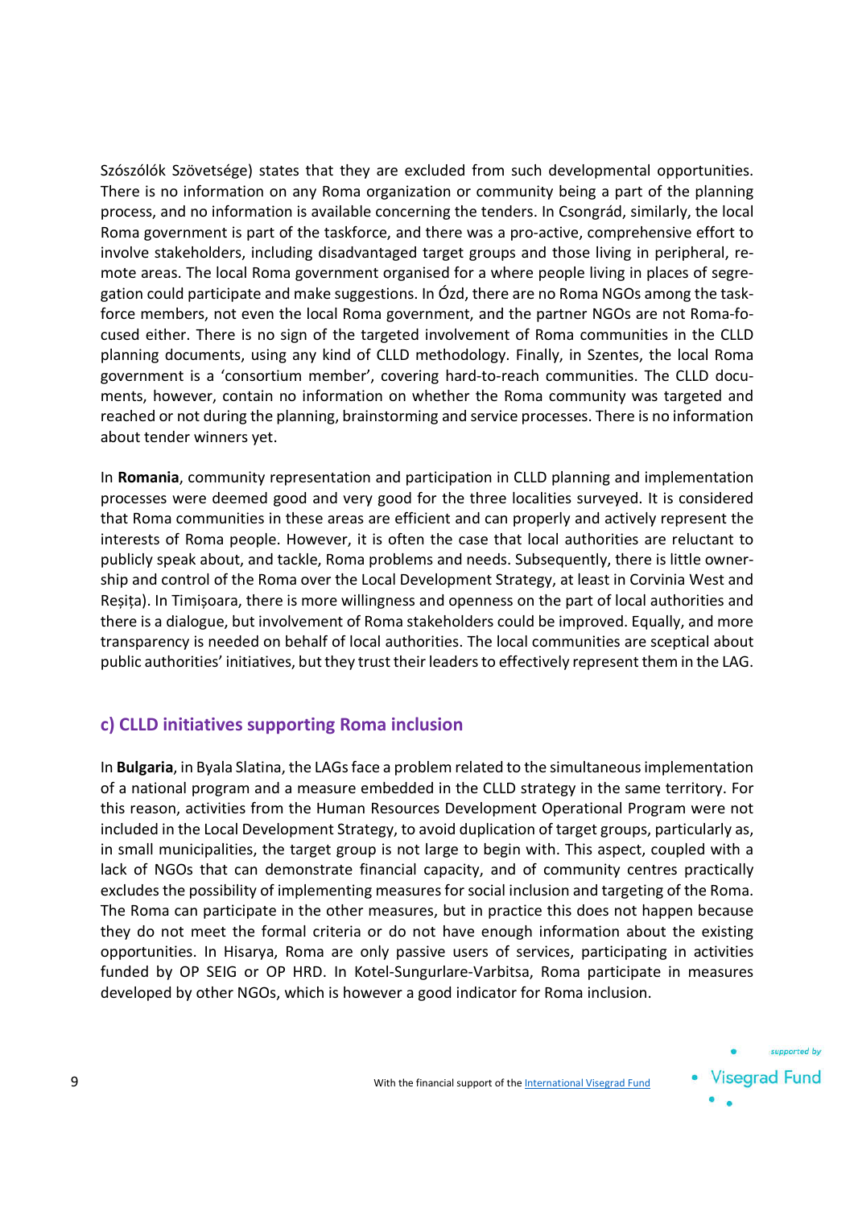Szószólók Szövetsége) states that they are excluded from such developmental opportunities. There is no information on any Roma organization or community being a part of the planning process, and no information is available concerning the tenders. In Csongrád, similarly, the local Roma government is part of the taskforce, and there was a pro-active, comprehensive effort to involve stakeholders, including disadvantaged target groups and those living in peripheral, remote areas. The local Roma government organised for a where people living in places of segregation could participate and make suggestions. In Ózd, there are no Roma NGOs among the taskforce members, not even the local Roma government, and the partner NGOs are not Roma-focused either. There is no sign of the targeted involvement of Roma communities in the CLLD planning documents, using any kind of CLLD methodology. Finally, in Szentes, the local Roma government is a 'consortium member', covering hard-to-reach communities. The CLLD documents, however, contain no information on whether the Roma community was targeted and reached or not during the planning, brainstorming and service processes. There is no information about tender winners yet.

In **Romania**, community representation and participation in CLLD planning and implementation processes were deemed good and very good for the three localities surveyed. It is considered that Roma communities in these areas are efficient and can properly and actively represent the interests of Roma people. However, it is often the case that local authorities are reluctant to publicly speak about, and tackle, Roma problems and needs. Subsequently, there is little ownership and control of the Roma over the Local Development Strategy, at least in Corvinia West and Reșița). In Timișoara, there is more willingness and openness on the part of local authorities and there is a dialogue, but involvement of Roma stakeholders could be improved. Equally, and more transparency is needed on behalf of local authorities. The local communities are sceptical about public authorities' initiatives, but they trust their leaders to effectively represent them in the LAG.

### c) CLLD initiatives supporting Roma inclusion

In **Bulgaria**, in Byala Slatina, the LAGs face a problem related to the simultaneous implementation of a national program and a measure embedded in the CLLD strategy in the same territory. For this reason, activities from the Human Resources Development Operational Program were not included in the Local Development Strategy, to avoid duplication of target groups, particularly as, in small municipalities, the target group is not large to begin with. This aspect, coupled with a lack of NGOs that can demonstrate financial capacity, and of community centres practically excludes the possibility of implementing measures for social inclusion and targeting of the Roma. The Roma can participate in the other measures, but in practice this does not happen because they do not meet the formal criteria or do not have enough information about the existing opportunities. In Hisarya, Roma are only passive users of services, participating in activities funded by OP SEIG or OP HRD. In Kotel-Sungurlare-Varbitsa, Roma participate in measures developed by other NGOs, which is however a good indicator for Roma inclusion.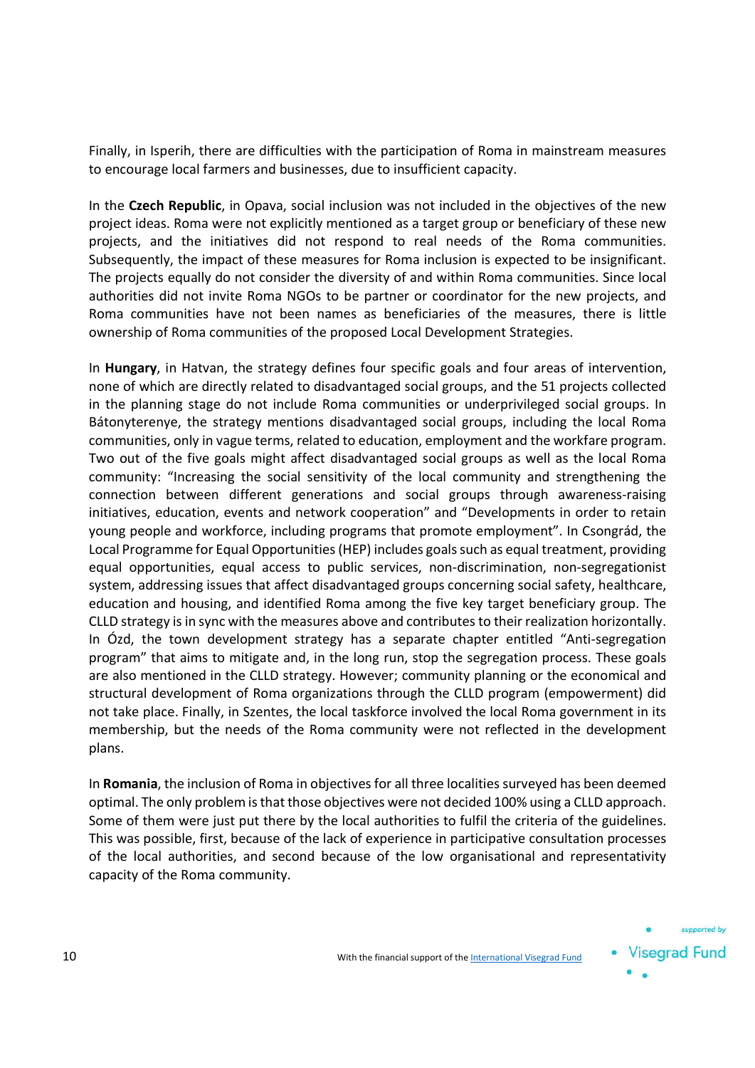Finally, in Isperih, there are difficulties with the participation of Roma in mainstream measures to encourage local farmers and businesses, due to insufficient capacity.

In the **Czech Republic**, in Opava, social inclusion was not included in the objectives of the new project ideas. Roma were not explicitly mentioned as a target group or beneficiary of these new projects, and the initiatives did not respond to real needs of the Roma communities. Subsequently, the impact of these measures for Roma inclusion is expected to be insignificant. The projects equally do not consider the diversity of and within Roma communities. Since local authorities did not invite Roma NGOs to be partner or coordinator for the new projects, and Roma communities have not been names as beneficiaries of the measures, there is little ownership of Roma communities of the proposed Local Development Strategies.

In **Hungary**, in Hatvan, the strategy defines four specific goals and four areas of intervention, none of which are directly related to disadvantaged social groups, and the 51 projects collected in the planning stage do not include Roma communities or underprivileged social groups. In Bátonyterenye, the strategy mentions disadvantaged social groups, including the local Roma communities, only in vague terms, related to education, employment and the workfare program. Two out of the five goals might affect disadvantaged social groups as well as the local Roma community: "Increasing the social sensitivity of the local community and strengthening the connection between different generations and social groups through awareness-raising initiatives, education, events and network cooperation" and "Developments in order to retain young people and workforce, including programs that promote employment". In Csongrád, the Local Programme for Equal Opportunities (HEP) includes goals such as equal treatment, providing equal opportunities, equal access to public services, non-discrimination, non-segregationist system, addressing issues that affect disadvantaged groups concerning social safety, healthcare, education and housing, and identified Roma among the five key target beneficiary group. The CLLD strategy is in sync with the measures above and contributes to their realization horizontally. In Ózd, the town development strategy has a separate chapter entitled "Anti-segregation program" that aims to mitigate and, in the long run, stop the segregation process. These goals are also mentioned in the CLLD strategy. However; community planning or the economical and structural development of Roma organizations through the CLLD program (empowerment) did not take place. Finally, in Szentes, the local taskforce involved the local Roma government in its membership, but the needs of the Roma community were not reflected in the development plans.

In **Romania**, the inclusion of Roma in objectives for all three localities surveyed has been deemed optimal. The only problem is that those objectives were not decided 100% using a CLLD approach. Some of them were just put there by the local authorities to fulfil the criteria of the guidelines. This was possible, first, because of the lack of experience in participative consultation processes of the local authorities, and second because of the low organisational and representativity capacity of the Roma community.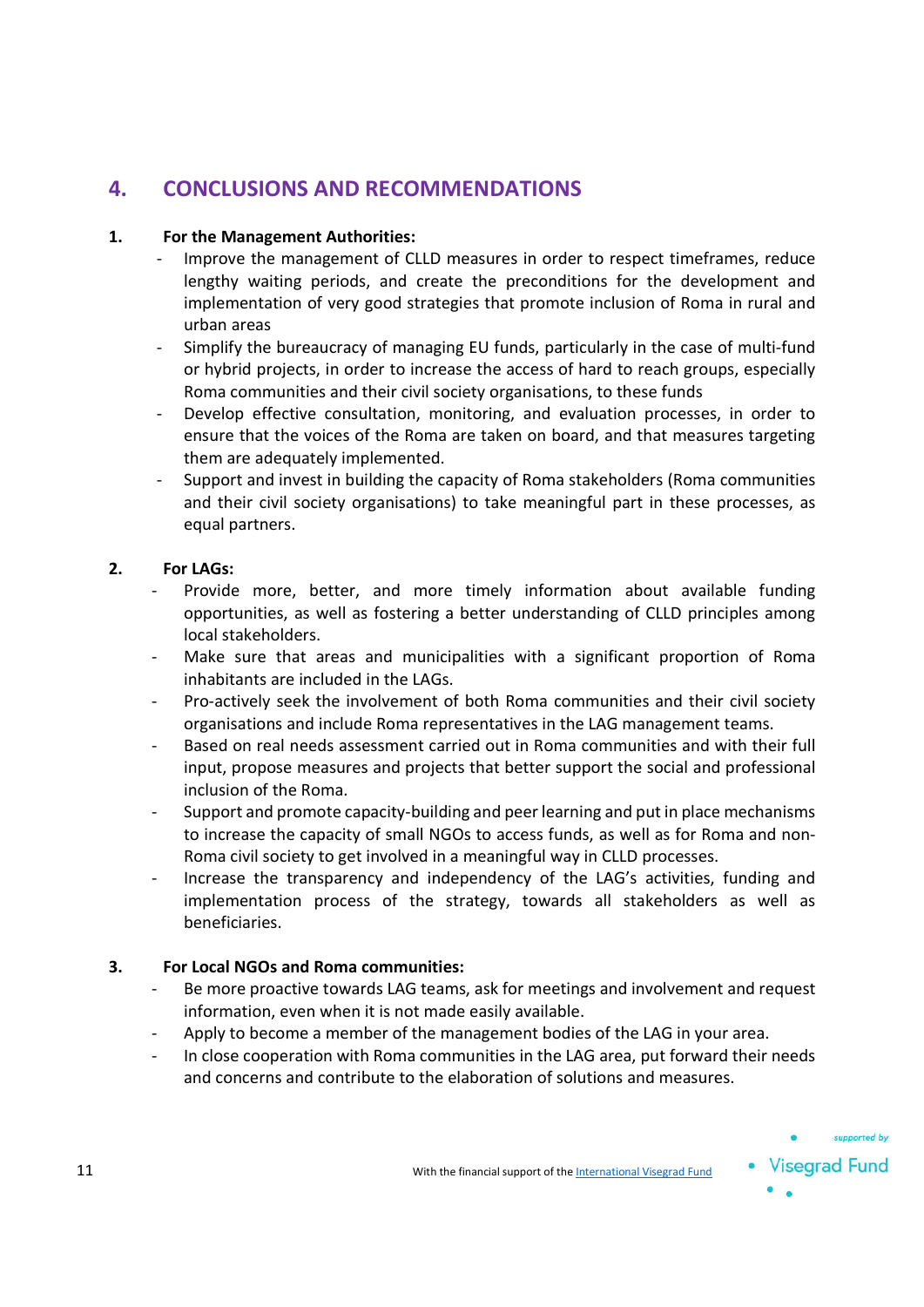## 4. CONCLUSIONS AND RECOMMENDATIONS

**1. For the Management Authorities:**

- Improve the management of CLLD measures in order to respect timeframes, reduce lengthy waiting periods, and create the preconditions for the development and implementation of very good strategies that promote inclusion of Roma in rural and urban areas
- Simplify the bureaucracy of managing EU funds, particularly in the case of multi-fund or hybrid projects, in order to increase the access of hard to reach groups, especially Roma communities and their civil society organisations, to these funds
- Develop effective consultation, monitoring, and evaluation processes, in order to ensure that the voices of the Roma are taken on board, and that measures targeting them are adequately implemented.
- Support and invest in building the capacity of Roma stakeholders (Roma communities and their civil society organisations) to take meaningful part in these processes, as equal partners.

**2. For LAGs:**

- Provide more, better, and more timely information about available funding opportunities, as well as fostering a better understanding of CLLD principles among local stakeholders.
- Make sure that areas and municipalities with a significant proportion of Roma inhabitants are included in the LAGs.
- Pro-actively seek the involvement of both Roma communities and their civil society organisations and include Roma representatives in the LAG management teams.
- Based on real needs assessment carried out in Roma communities and with their full input, propose measures and projects that better support the social and professional inclusion of the Roma.
- Support and promote capacity-building and peer learning and put in place mechanisms to increase the capacity of small NGOs to access funds, as well as for Roma and non-Roma civil society to get involved in a meaningful way in CLLD processes.
- Increase the transparency and independency of the LAG's activities, funding and implementation process of the strategy, towards all stakeholders as well as beneficiaries.

**3. For Local NGOs and Roma communities:**

- Be more proactive towards LAG teams, ask for meetings and involvement and request information, even when it is not made easily available.
- Apply to become a member of the management bodies of the LAG in your area.
- In close cooperation with Roma communities in the LAG area, put forward their needs and concerns and contribute to the elaboration of solutions and measures.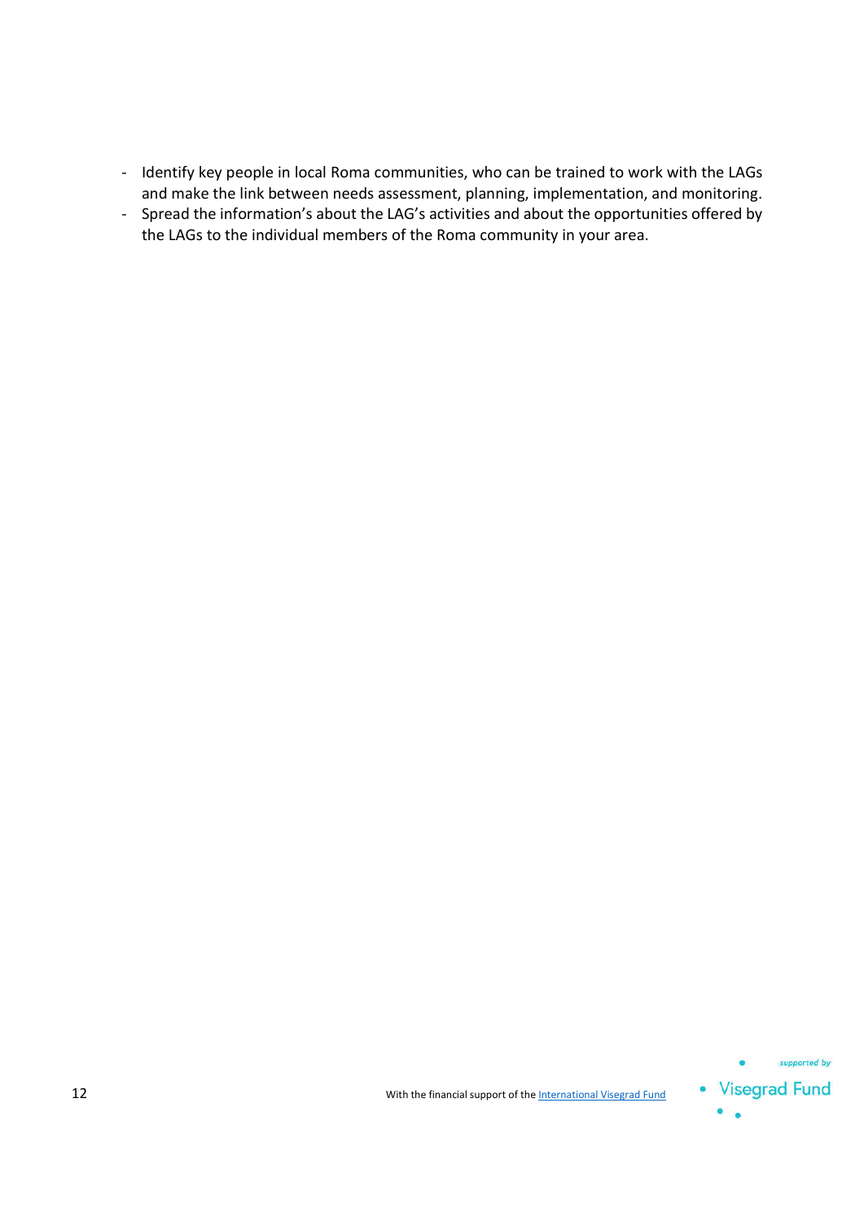- Identify key people in local Roma communities, who can be trained to work with the LAGs and make the link between needs assessment, planning, implementation, and monitoring.
- Spread the information's about the LAG's activities and about the opportunities offered by the LAGs to the individual members of the Roma community in your area.